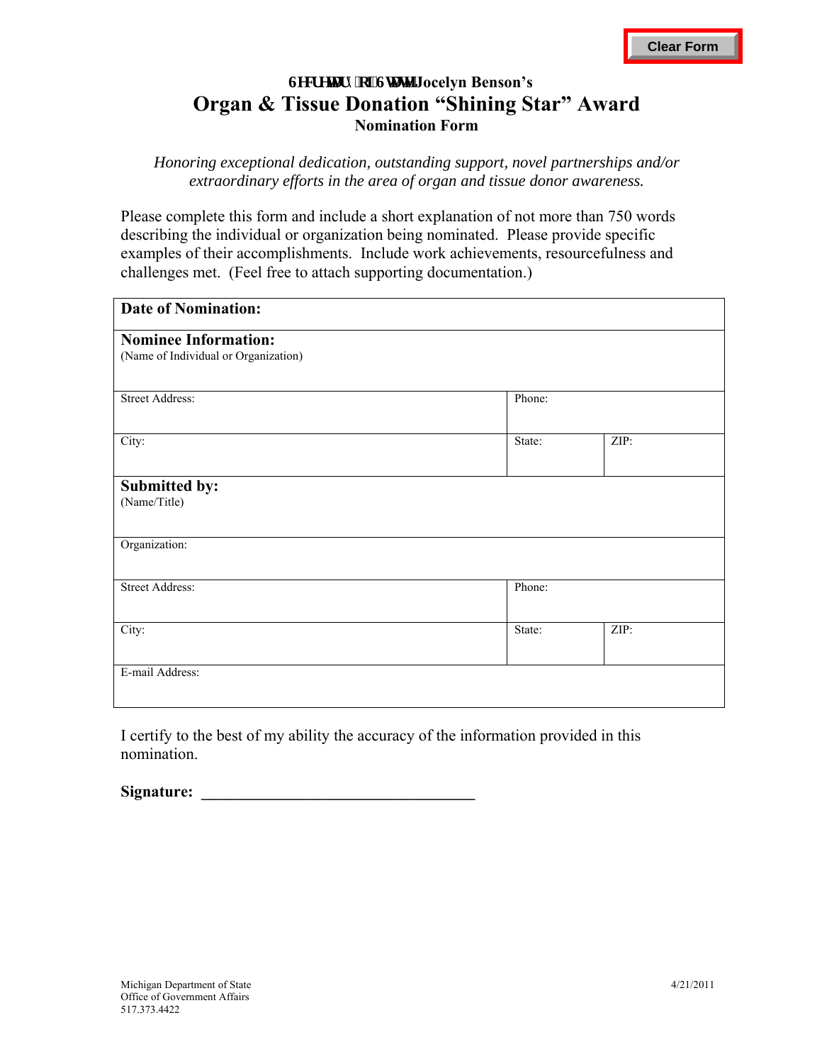Clear Form

**Secretary of State Jocelyn Benson's**

# Organ & Tissue Donation "Shining Star" Award

**Nomination Form**

*Honoring exceptional dedication, outstanding support, novel partnerships and/or extraordinary efforts in the area of organ and tissue donor awareness.*

Please complete this form and include a short explanation of not more than 750 words describing the individual or organization being nominated. Please provide specific examples of their accomplishments. Include work achievements, resourcefulness and challenges met. (Feel free to attach supporting documentation.)

| **Date of Nomination:** | | |
|---|---|---|
| **Nominee Information:** (Name of Individual or Organization) | | |
| Street Address: | Phone: | |
| City: | State: | ZIP: |
| **Submitted by:** (Name/Title) | | |
| Organization: | | |
| Street Address: | Phone: | |
| City: | State: | ZIP: |
| E-mail Address: | | |

I certify to the best of my ability the accuracy of the information provided in this nomination.

**Signature: ________________________________**

Michigan Department of State
Office of Government Affairs
517.373.4422

4/21/2011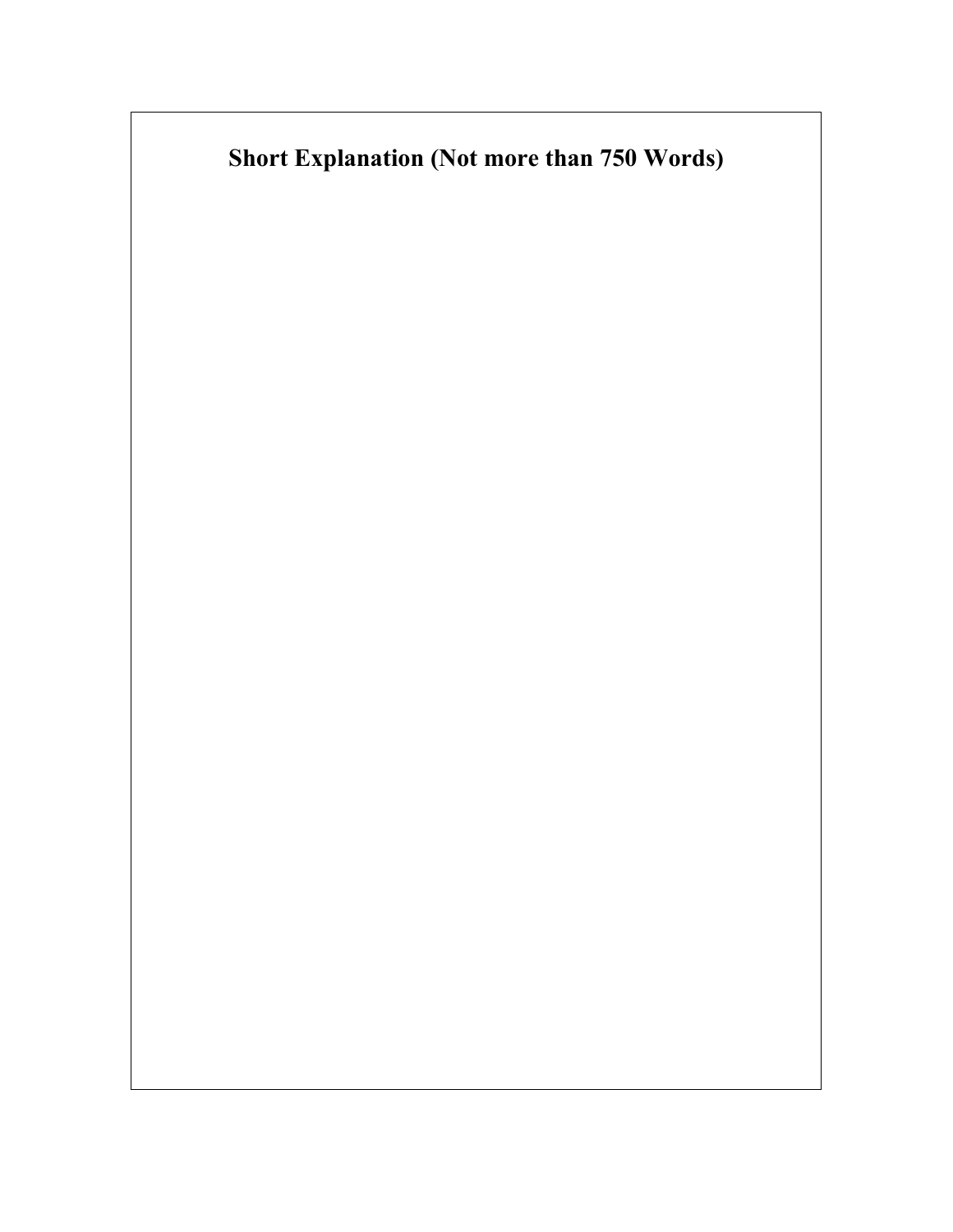## Short Explanation (Not more than 750 Words)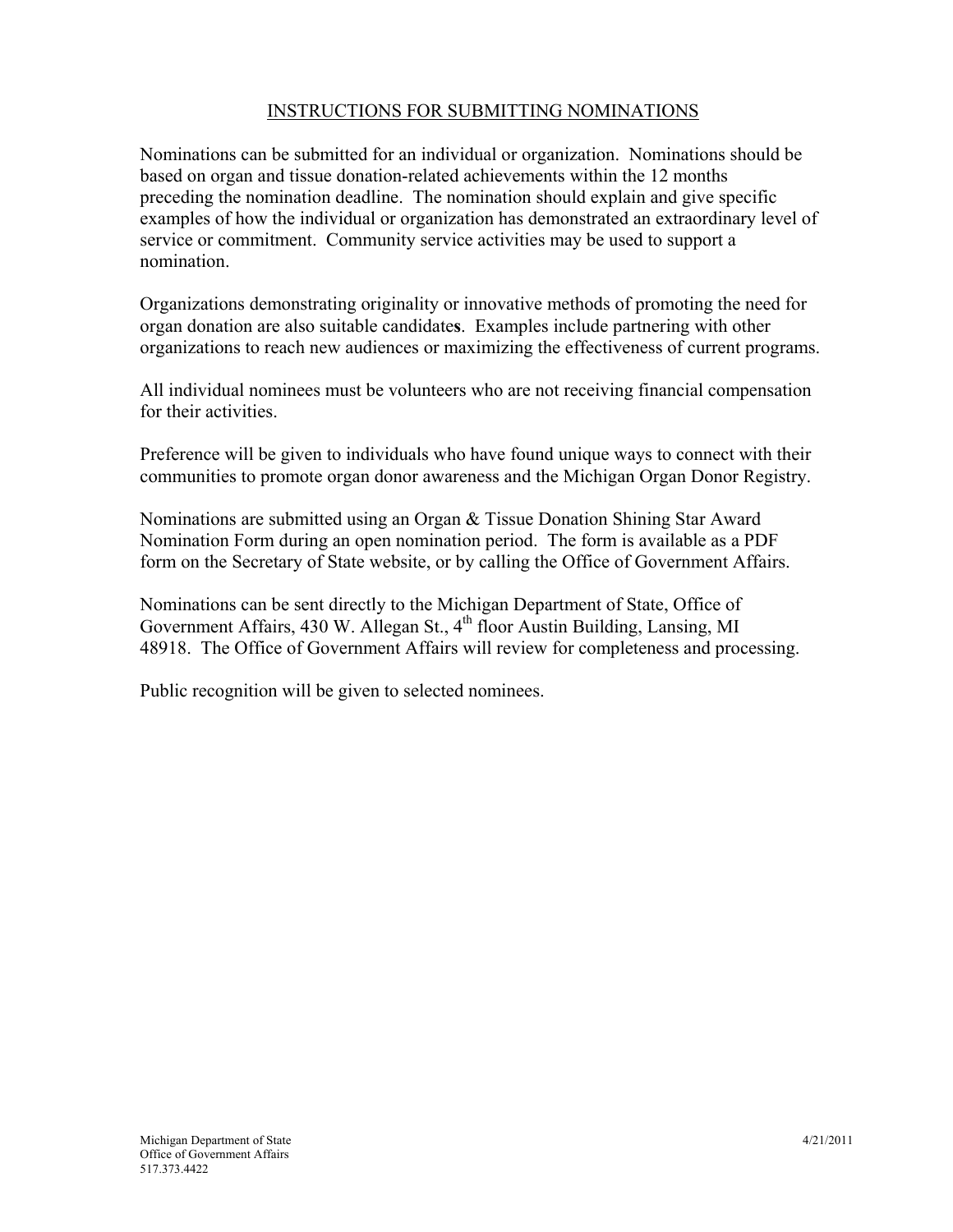## INSTRUCTIONS FOR SUBMITTING NOMINATIONS

Nominations can be submitted for an individual or organization. Nominations should be based on organ and tissue donation-related achievements within the 12 months preceding the nomination deadline. The nomination should explain and give specific examples of how the individual or organization has demonstrated an extraordinary level of service or commitment. Community service activities may be used to support a nomination.

Organizations demonstrating originality or innovative methods of promoting the need for organ donation are also suitable candidates. Examples include partnering with other organizations to reach new audiences or maximizing the effectiveness of current programs.

All individual nominees must be volunteers who are not receiving financial compensation for their activities.

Preference will be given to individuals who have found unique ways to connect with their communities to promote organ donor awareness and the Michigan Organ Donor Registry.

Nominations are submitted using an Organ & Tissue Donation Shining Star Award Nomination Form during an open nomination period. The form is available as a PDF form on the Secretary of State website, or by calling the Office of Government Affairs.

Nominations can be sent directly to the Michigan Department of State, Office of Government Affairs, 430 W. Allegan St., 4th floor Austin Building, Lansing, MI 48918. The Office of Government Affairs will review for completeness and processing.

Public recognition will be given to selected nominees.

Michigan Department of State
Office of Government Affairs
517.373.4422

4/21/2011